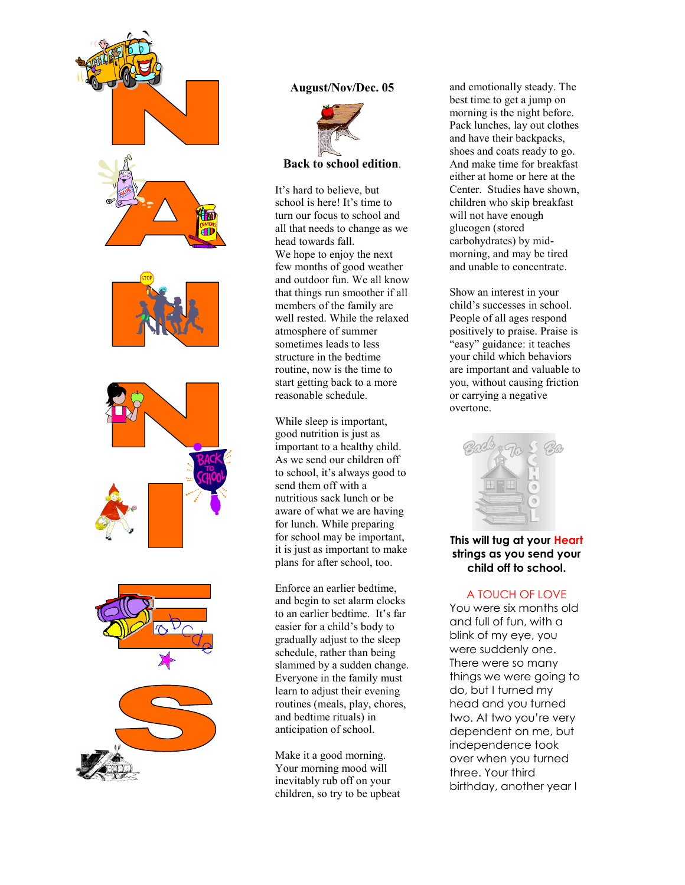# NANNIES

**August/Nov/Dec. 05**

**Back to school edition**.

It's hard to believe, but school is here! It's time to turn our focus to school and all that needs to change as we head towards fall.

We hope to enjoy the next few months of good weather and outdoor fun. We all know that things run smoother if all members of the family are well rested. While the relaxed atmosphere of summer sometimes leads to less structure in the bedtime routine, now is the time to start getting back to a more reasonable schedule.

While sleep is important, good nutrition is just as important to a healthy child. As we send our children off to school, it's always good to send them off with a nutritious sack lunch or be aware of what we are having for lunch. While preparing for school may be important, it is just as important to make plans for after school, too.

Enforce an earlier bedtime, and begin to set alarm clocks to an earlier bedtime. It's far easier for a child's body to gradually adjust to the sleep schedule, rather than being slammed by a sudden change. Everyone in the family must learn to adjust their evening routines (meals, play, chores, and bedtime rituals) in anticipation of school.

Make it a good morning. Your morning mood will inevitably rub off on your children, so try to be upbeat and emotionally steady. The best time to get a jump on morning is the night before. Pack lunches, lay out clothes and have their backpacks, shoes and coats ready to go. And make time for breakfast either at home or here at the Center. Studies have shown, children who skip breakfast will not have enough glucogen (stored carbohydrates) by mid-morning, and may be tired and unable to concentrate.

Show an interest in your child's successes in school. People of all ages respond positively to praise. Praise is "easy" guidance: it teaches your child which behaviors are important and valuable to you, without causing friction or carrying a negative overtone.

**This will tug at your Heart strings as you send your child off to school.**

A TOUCH OF LOVE

You were six months old and full of fun, with a blink of my eye, you were suddenly one. There were so many things we were going to do, but I turned my head and you turned two. At two you're very dependent on me, but independence took over when you turned three. Your third birthday, another year I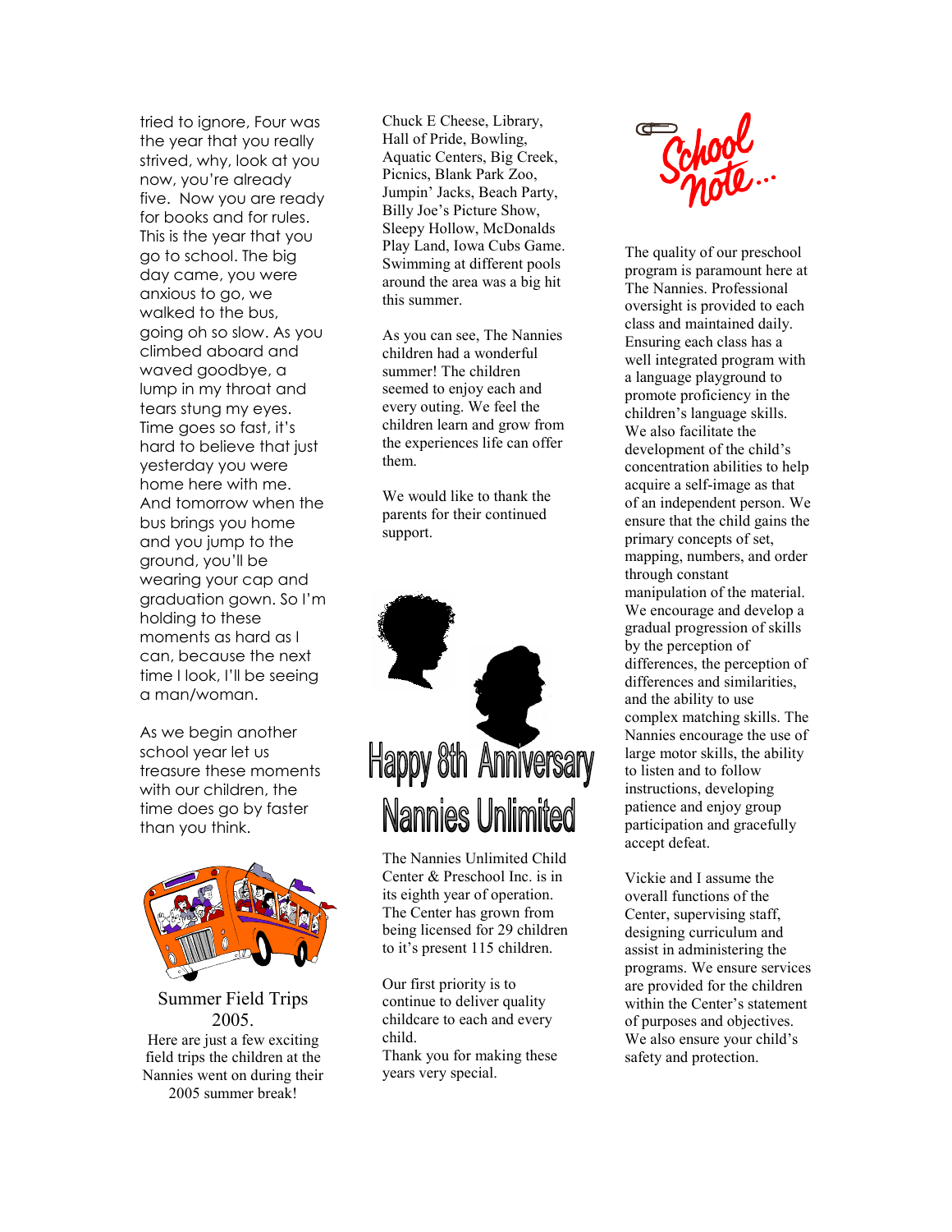tried to ignore, Four was the year that you really strived, why, look at you now, you're already five. Now you are ready for books and for rules. This is the year that you go to school. The big day came, you were anxious to go, we walked to the bus, going oh so slow. As you climbed aboard and waved goodbye, a lump in my throat and tears stung my eyes. Time goes so fast, it's hard to believe that just yesterday you were home here with me. And tomorrow when the bus brings you home and you jump to the ground, you'll be wearing your cap and graduation gown. So I'm holding to these moments as hard as I can, because the next time I look, I'll be seeing a man/woman.

As we begin another school year let us treasure these moments with our children, the time does go by faster than you think.

## Summer Field Trips 2005.

Here are just a few exciting field trips the children at the Nannies went on during their 2005 summer break!

Chuck E Cheese, Library, Hall of Pride, Bowling, Aquatic Centers, Big Creek, Picnics, Blank Park Zoo, Jumpin' Jacks, Beach Party, Billy Joe's Picture Show, Sleepy Hollow, McDonalds Play Land, Iowa Cubs Game. Swimming at different pools around the area was a big hit this summer.

As you can see, The Nannies children had a wonderful summer! The children seemed to enjoy each and every outing. We feel the children learn and grow from the experiences life can offer them.

We would like to thank the parents for their continued support.

## Happy 8th Anniversary Nannies Unlimited

The Nannies Unlimited Child Center & Preschool Inc. is in its eighth year of operation. The Center has grown from being licensed for 29 children to it's present 115 children.

Our first priority is to continue to deliver quality childcare to each and every child.

Thank you for making these years very special.

## School note...

The quality of our preschool program is paramount here at The Nannies. Professional oversight is provided to each class and maintained daily. Ensuring each class has a well integrated program with a language playground to promote proficiency in the children's language skills. We also facilitate the development of the child's concentration abilities to help acquire a self-image as that of an independent person. We ensure that the child gains the primary concepts of set, mapping, numbers, and order through constant manipulation of the material. We encourage and develop a gradual progression of skills by the perception of differences, the perception of differences and similarities, and the ability to use complex matching skills. The Nannies encourage the use of large motor skills, the ability to listen and to follow instructions, developing patience and enjoy group participation and gracefully accept defeat.

Vickie and I assume the overall functions of the Center, supervising staff, designing curriculum and assist in administering the programs. We ensure services are provided for the children within the Center's statement of purposes and objectives. We also ensure your child's safety and protection.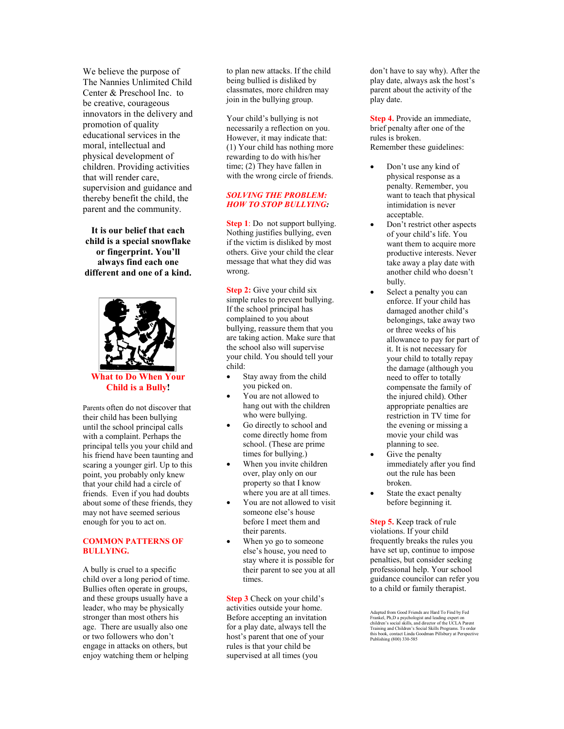We believe the purpose of The Nannies Unlimited Child Center & Preschool Inc. to be creative, courageous innovators in the delivery and promotion of quality educational services in the moral, intellectual and physical development of children. Providing activities that will render care, supervision and guidance and thereby benefit the child, the parent and the community.

**It is our belief that each child is a special snowflake or fingerprint. You'll always find each one different and one of a kind.**

## What to Do When Your Child is a Bully!

Parents often do not discover that their child has been bullying until the school principal calls with a complaint. Perhaps the principal tells you your child and his friend have been taunting and scaring a younger girl. Up to this point, you probably only knew that your child had a circle of friends. Even if you had doubts about some of these friends, they may not have seemed serious enough for you to act on.

### COMMON PATTERNS OF BULLYING.

A bully is cruel to a specific child over a long period of time. Bullies often operate in groups, and these groups usually have a leader, who may be physically stronger than most others his age. There are usually also one or two followers who don't engage in attacks on others, but enjoy watching them or helping to plan new attacks. If the child being bullied is disliked by classmates, more children may join in the bullying group.

Your child's bullying is not necessarily a reflection on you. However, it may indicate that: (1) Your child has nothing more rewarding to do with his/her time; (2) They have fallen in with the wrong circle of friends.

### *SOLVING THE PROBLEM: HOW TO STOP BULLYING:*

**Step 1**: Do not support bullying. Nothing justifies bullying, even if the victim is disliked by most others. Give your child the clear message that what they did was wrong.

**Step 2:** Give your child six simple rules to prevent bullying. If the school principal has complained to you about bullying, reassure them that you are taking action. Make sure that the school also will supervise your child. You should tell your child:

- Stay away from the child you picked on.
- You are not allowed to hang out with the children who were bullying.
- Go directly to school and come directly home from school. (These are prime times for bullying.)
- When you invite children over, play only on our property so that I know where you are at all times.
- You are not allowed to visit someone else's house before I meet them and their parents.
- When yo go to someone else's house, you need to stay where it is possible for their parent to see you at all times.

**Step 3** Check on your child's activities outside your home. Before accepting an invitation for a play date, always tell the host's parent that one of your rules is that your child be supervised at all times (you don't have to say why). After the play date, always ask the host's parent about the activity of the play date.

**Step 4.** Provide an immediate, brief penalty after one of the rules is broken.
Remember these guidelines:

- Don't use any kind of physical response as a penalty. Remember, you want to teach that physical intimidation is never acceptable.
- Don't restrict other aspects of your child's life. You want them to acquire more productive interests. Never take away a play date with another child who doesn't bully.
- Select a penalty you can enforce. If your child has damaged another child's belongings, take away two or three weeks of his allowance to pay for part of it. It is not necessary for your child to totally repay the damage (although you need to offer to totally compensate the family of the injured child). Other appropriate penalties are restriction in TV time for the evening or missing a movie your child was planning to see.
- Give the penalty immediately after you find out the rule has been broken.
- State the exact penalty before beginning it.

**Step 5.** Keep track of rule violations. If your child frequently breaks the rules you have set up, continue to impose penalties, but consider seeking professional help. Your school guidance councilor can refer you to a child or family therapist.

Adapted from Good Friends are Hard To Find by Fed Frankel, Ph,D a psychologist and leading expert on children's social skills, and director of the UCLA Parent Training and Children's Social Skills Programs. To order this book, contact Linda Goodman Pillsbury at Perspective Publishing (800) 330-585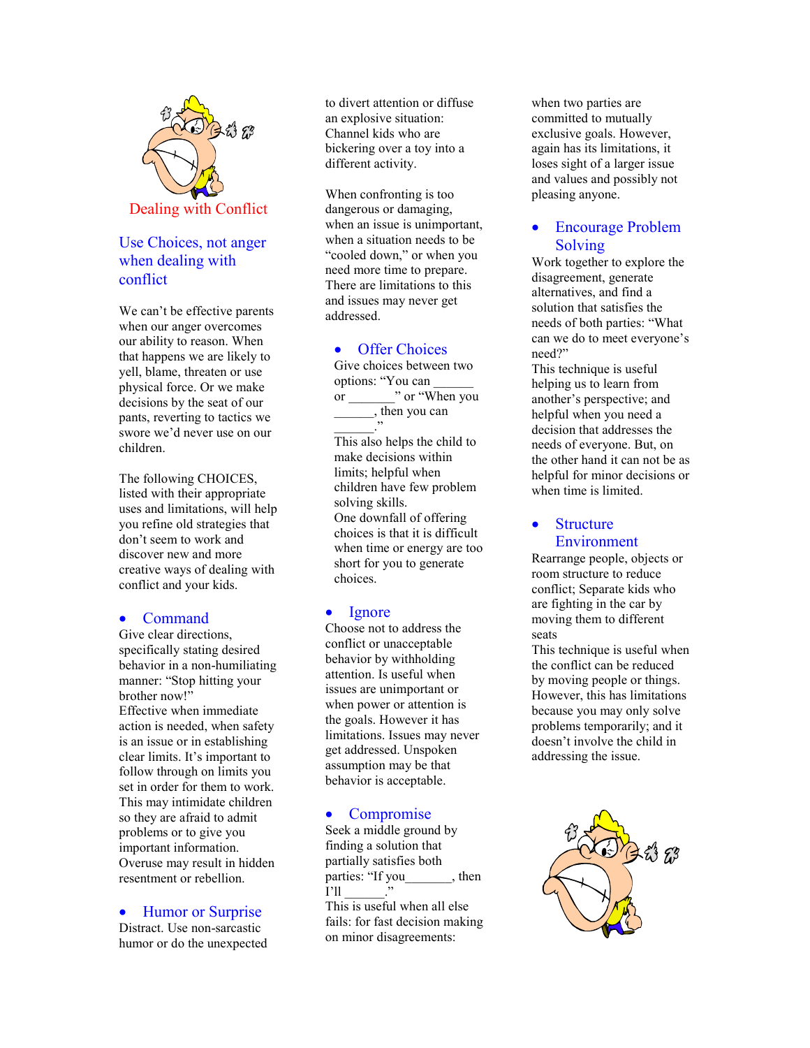## Dealing with Conflict

### Use Choices, not anger when dealing with conflict

We can't be effective parents when our anger overcomes our ability to reason. When that happens we are likely to yell, blame, threaten or use physical force. Or we make decisions by the seat of our pants, reverting to tactics we swore we'd never use on our children.

The following CHOICES, listed with their appropriate uses and limitations, will help you refine old strategies that don't seem to work and discover new and more creative ways of dealing with conflict and your kids.

- **Command**

Give clear directions, specifically stating desired behavior in a non-humiliating manner: "Stop hitting your brother now!"
Effective when immediate action is needed, when safety is an issue or in establishing clear limits. It's important to follow through on limits you set in order for them to work.
This may intimidate children so they are afraid to admit problems or to give you important information.
Overuse may result in hidden resentment or rebellion.

- **Humor or Surprise**

Distract. Use non-sarcastic humor or do the unexpected to divert attention or diffuse an explosive situation: Channel kids who are bickering over a toy into a different activity.

When confronting is too dangerous or damaging, when an issue is unimportant, when a situation needs to be "cooled down," or when you need more time to prepare. There are limitations to this and issues may never get addressed.

- **Offer Choices**

Give choices between two options: "You can ______ or _______" or "When you ______, then you can ______."
This also helps the child to make decisions within limits; helpful when children have few problem solving skills.
One downfall of offering choices is that it is difficult when time or energy are too short for you to generate choices.

- **Ignore**

Choose not to address the conflict or unacceptable behavior by withholding attention. Is useful when issues are unimportant or when power or attention is the goals. However it has limitations. Issues may never get addressed. Unspoken assumption may be that behavior is acceptable.

- **Compromise**

Seek a middle ground by finding a solution that partially satisfies both parties: "If you_______, then I'll ______."
This is useful when all else fails: for fast decision making on minor disagreements: when two parties are committed to mutually exclusive goals. However, again has its limitations, it loses sight of a larger issue and values and possibly not pleasing anyone.

- **Encourage Problem Solving**

Work together to explore the disagreement, generate alternatives, and find a solution that satisfies the needs of both parties: "What can we do to meet everyone's need?"
This technique is useful helping us to learn from another's perspective; and helpful when you need a decision that addresses the needs of everyone. But, on the other hand it can not be as helpful for minor decisions or when time is limited.

- **Structure Environment**

Rearrange people, objects or room structure to reduce conflict; Separate kids who are fighting in the car by moving them to different seats
This technique is useful when the conflict can be reduced by moving people or things. However, this has limitations because you may only solve problems temporarily; and it doesn't involve the child in addressing the issue.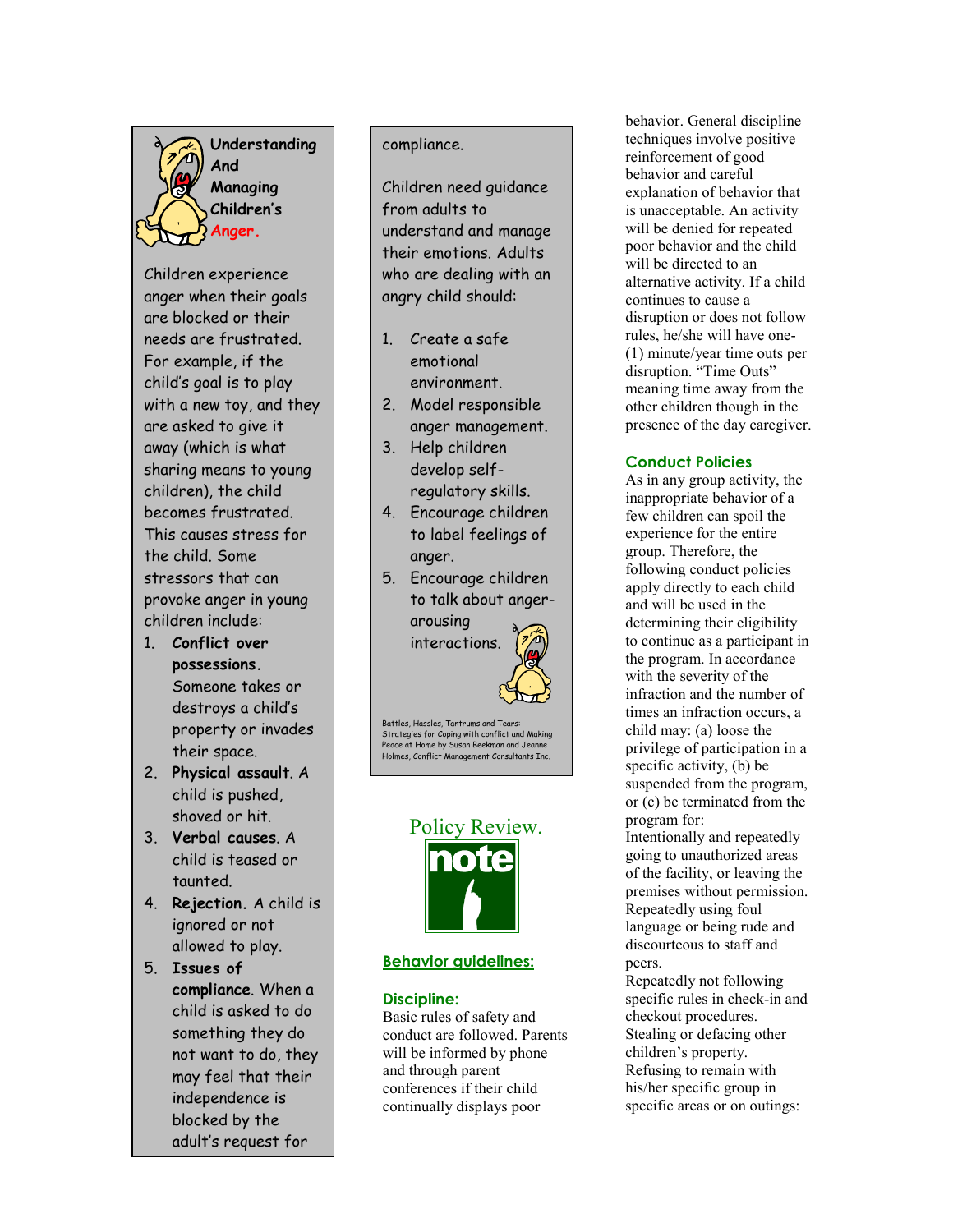## Understanding And Managing Children's Anger.

Children experience anger when their goals are blocked or their needs are frustrated. For example, if the child's goal is to play with a new toy, and they are asked to give it away (which is what sharing means to young children), the child becomes frustrated. This causes stress for the child. Some stressors that can provoke anger in young children include:

1. **Conflict over possessions.** Someone takes or destroys a child's property or invades their space.
2. **Physical assault**. A child is pushed, shoved or hit.
3. **Verbal causes**. A child is teased or taunted.
4. **Rejection.** A child is ignored or not allowed to play.
5. **Issues of compliance**. When a child is asked to do something they do not want to do, they may feel that their independence is blocked by the adult's request for compliance.

Children need guidance from adults to understand and manage their emotions. Adults who are dealing with an angry child should:

1. Create a safe emotional environment.
2. Model responsible anger management.
3. Help children develop self-regulatory skills.
4. Encourage children to label feelings of anger.
5. Encourage children to talk about anger-arousing interactions.

Battles, Hassles, Tantrums and Tears: Strategies for Coping with conflict and Making Peace at Home by Susan Beekman and Jeanne Holmes, Conflict Management Consultants Inc.

## Policy Review.

note

### Behavior guidelines:

### Discipline:

Basic rules of safety and conduct are followed. Parents will be informed by phone and through parent conferences if their child continually displays poor behavior. General discipline techniques involve positive reinforcement of good behavior and careful explanation of behavior that is unacceptable. An activity will be denied for repeated poor behavior and the child will be directed to an alternative activity. If a child continues to cause a disruption or does not follow rules, he/she will have one-(1) minute/year time outs per disruption. "Time Outs" meaning time away from the other children though in the presence of the day caregiver.

### Conduct Policies

As in any group activity, the inappropriate behavior of a few children can spoil the experience for the entire group. Therefore, the following conduct policies apply directly to each child and will be used in the determining their eligibility to continue as a participant in the program. In accordance with the severity of the infraction and the number of times an infraction occurs, a child may: (a) loose the privilege of participation in a specific activity, (b) be suspended from the program, or (c) be terminated from the program for:

Intentionally and repeatedly going to unauthorized areas of the facility, or leaving the premises without permission.

Repeatedly using foul language or being rude and discourteous to staff and peers.

Repeatedly not following specific rules in check-in and checkout procedures.

Stealing or defacing other children's property.

Refusing to remain with his/her specific group in specific areas or on outings: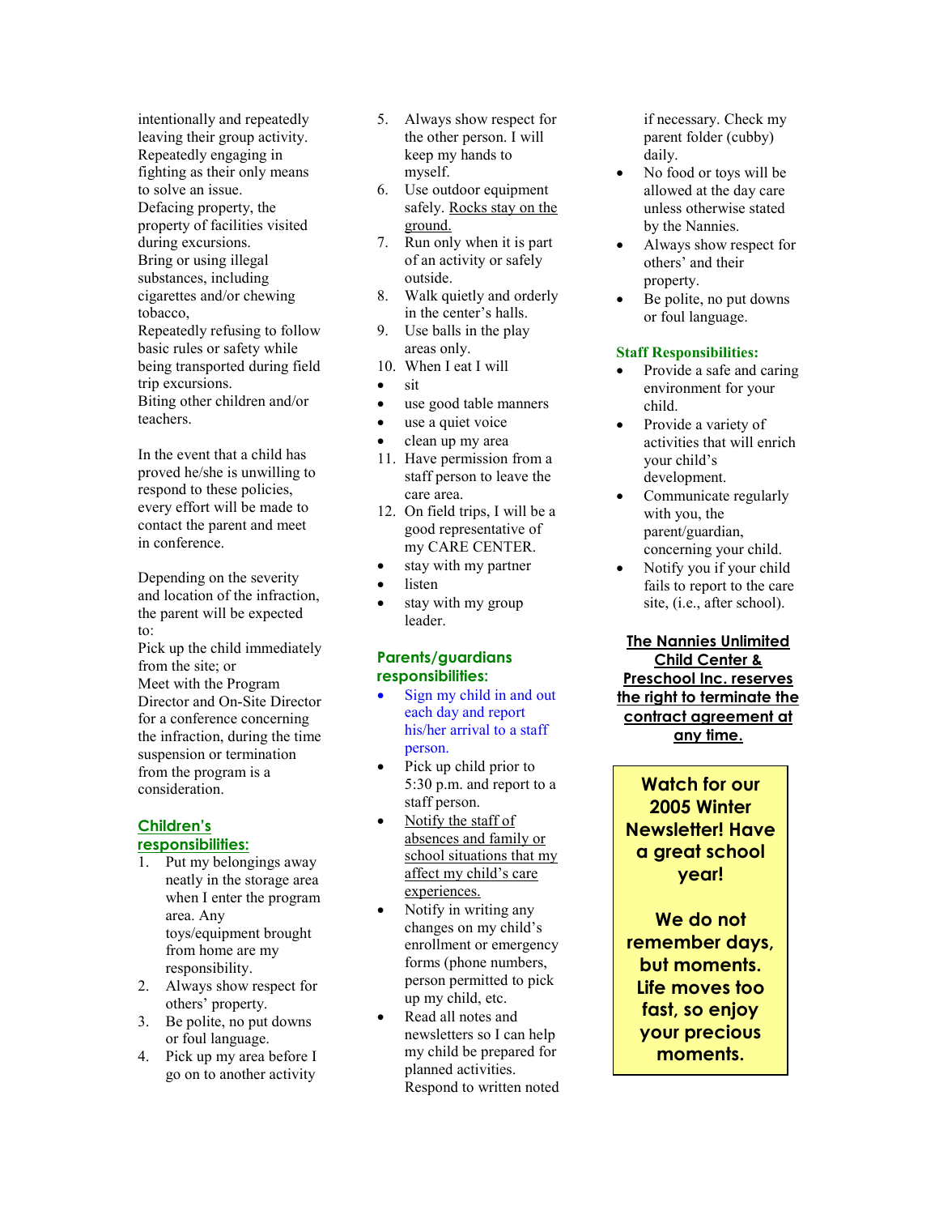intentionally and repeatedly leaving their group activity.
Repeatedly engaging in fighting as their only means to solve an issue.
Defacing property, the property of facilities visited during excursions.
Bring or using illegal substances, including cigarettes and/or chewing tobacco,
Repeatedly refusing to follow basic rules or safety while being transported during field trip excursions.
Biting other children and/or teachers.

In the event that a child has proved he/she is unwilling to respond to these policies, every effort will be made to contact the parent and meet in conference.

Depending on the severity and location of the infraction, the parent will be expected to:
Pick up the child immediately from the site; or
Meet with the Program Director and On-Site Director for a conference concerning the infraction, during the time suspension or termination from the program is a consideration.

## Children's responsibilities:

1. Put my belongings away neatly in the storage area when I enter the program area. Any toys/equipment brought from home are my responsibility.
2. Always show respect for others' property.
3. Be polite, no put downs or foul language.
4. Pick up my area before I go on to another activity
5. Always show respect for the other person. I will keep my hands to myself.
6. Use outdoor equipment safely. Rocks stay on the ground.
7. Run only when it is part of an activity or safely outside.
8. Walk quietly and orderly in the center's halls.
9. Use balls in the play areas only.
10. When I eat I will
    - sit
    - use good table manners
    - use a quiet voice
    - clean up my area
11. Have permission from a staff person to leave the care area.
12. On field trips, I will be a good representative of my CARE CENTER.
    - stay with my partner
    - listen
    - stay with my group leader.

## Parents/guardians responsibilities:

- Sign my child in and out each day and report his/her arrival to a staff person.
- Pick up child prior to 5:30 p.m. and report to a staff person.
- Notify the staff of absences and family or school situations that my affect my child's care experiences.
- Notify in writing any changes on my child's enrollment or emergency forms (phone numbers, person permitted to pick up my child, etc.
- Read all notes and newsletters so I can help my child be prepared for planned activities. Respond to written noted if necessary. Check my parent folder (cubby) daily.
- No food or toys will be allowed at the day care unless otherwise stated by the Nannies.
- Always show respect for others' and their property.
- Be polite, no put downs or foul language.

## Staff Responsibilities:

- Provide a safe and caring environment for your child.
- Provide a variety of activities that will enrich your child's development.
- Communicate regularly with you, the parent/guardian, concerning your child.
- Notify you if your child fails to report to the care site, (i.e., after school).

**The Nannies Unlimited Child Center & Preschool Inc. reserves the right to terminate the contract agreement at any time.**

**Watch for our 2005 Winter Newsletter! Have a great school year!**

**We do not remember days, but moments. Life moves too fast, so enjoy your precious moments.**